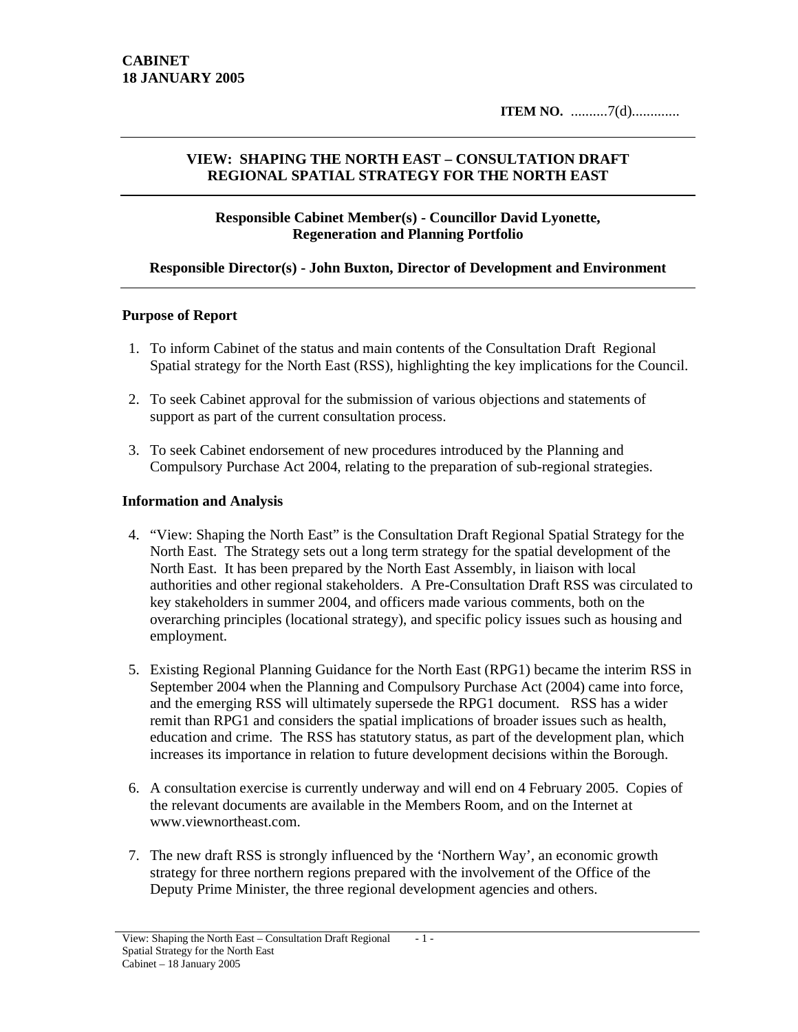**CABINET**
**18 JANUARY 2005**

**ITEM NO.** ..........7(d).............

## VIEW: SHAPING THE NORTH EAST – CONSULTATION DRAFT REGIONAL SPATIAL STRATEGY FOR THE NORTH EAST

**Responsible Cabinet Member(s) - Councillor David Lyonette, Regeneration and Planning Portfolio**

**Responsible Director(s) - John Buxton, Director of Development and Environment**

### Purpose of Report

1. To inform Cabinet of the status and main contents of the Consultation Draft Regional Spatial strategy for the North East (RSS), highlighting the key implications for the Council.

2. To seek Cabinet approval for the submission of various objections and statements of support as part of the current consultation process.

3. To seek Cabinet endorsement of new procedures introduced by the Planning and Compulsory Purchase Act 2004, relating to the preparation of sub-regional strategies.

### Information and Analysis

4. "View: Shaping the North East" is the Consultation Draft Regional Spatial Strategy for the North East. The Strategy sets out a long term strategy for the spatial development of the North East. It has been prepared by the North East Assembly, in liaison with local authorities and other regional stakeholders. A Pre-Consultation Draft RSS was circulated to key stakeholders in summer 2004, and officers made various comments, both on the overarching principles (locational strategy), and specific policy issues such as housing and employment.

5. Existing Regional Planning Guidance for the North East (RPG1) became the interim RSS in September 2004 when the Planning and Compulsory Purchase Act (2004) came into force, and the emerging RSS will ultimately supersede the RPG1 document. RSS has a wider remit than RPG1 and considers the spatial implications of broader issues such as health, education and crime. The RSS has statutory status, as part of the development plan, which increases its importance in relation to future development decisions within the Borough.

6. A consultation exercise is currently underway and will end on 4 February 2005. Copies of the relevant documents are available in the Members Room, and on the Internet at www.viewnortheast.com.

7. The new draft RSS is strongly influenced by the 'Northern Way', an economic growth strategy for three northern regions prepared with the involvement of the Office of the Deputy Prime Minister, the three regional development agencies and others.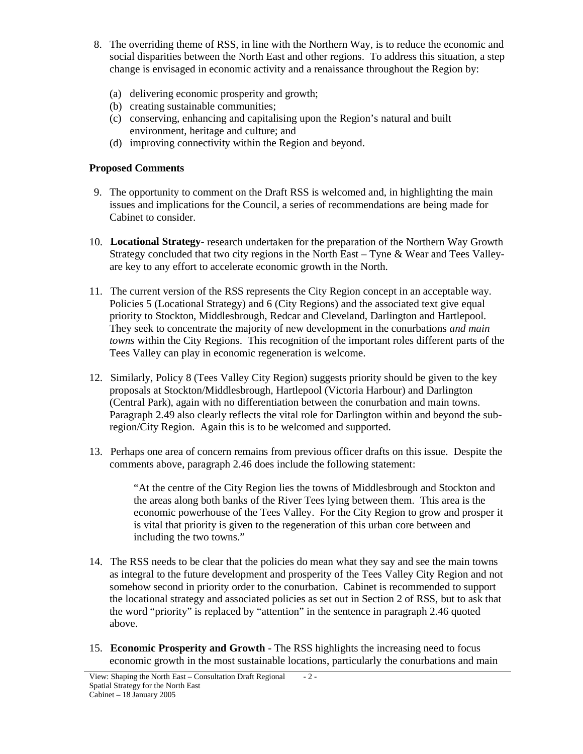8. The overriding theme of RSS, in line with the Northern Way, is to reduce the economic and social disparities between the North East and other regions. To address this situation, a step change is envisaged in economic activity and a renaissance throughout the Region by:

   (a) delivering economic prosperity and growth;
   (b) creating sustainable communities;
   (c) conserving, enhancing and capitalising upon the Region's natural and built environment, heritage and culture; and
   (d) improving connectivity within the Region and beyond.

**Proposed Comments**

9. The opportunity to comment on the Draft RSS is welcomed and, in highlighting the main issues and implications for the Council, a series of recommendations are being made for Cabinet to consider.

10. **Locational Strategy**- research undertaken for the preparation of the Northern Way Growth Strategy concluded that two city regions in the North East – Tyne & Wear and Tees Valley- are key to any effort to accelerate economic growth in the North.

11. The current version of the RSS represents the City Region concept in an acceptable way. Policies 5 (Locational Strategy) and 6 (City Regions) and the associated text give equal priority to Stockton, Middlesbrough, Redcar and Cleveland, Darlington and Hartlepool. They seek to concentrate the majority of new development in the conurbations *and main towns* within the City Regions. This recognition of the important roles different parts of the Tees Valley can play in economic regeneration is welcome.

12. Similarly, Policy 8 (Tees Valley City Region) suggests priority should be given to the key proposals at Stockton/Middlesbrough, Hartlepool (Victoria Harbour) and Darlington (Central Park), again with no differentiation between the conurbation and main towns. Paragraph 2.49 also clearly reflects the vital role for Darlington within and beyond the sub-region/City Region. Again this is to be welcomed and supported.

13. Perhaps one area of concern remains from previous officer drafts on this issue. Despite the comments above, paragraph 2.46 does include the following statement:

    > "At the centre of the City Region lies the towns of Middlesbrough and Stockton and the areas along both banks of the River Tees lying between them. This area is the economic powerhouse of the Tees Valley. For the City Region to grow and prosper it is vital that priority is given to the regeneration of this urban core between and including the two towns."

14. The RSS needs to be clear that the policies do mean what they say and see the main towns as integral to the future development and prosperity of the Tees Valley City Region and not somehow second in priority order to the conurbation. Cabinet is recommended to support the locational strategy and associated policies as set out in Section 2 of RSS, but to ask that the word "priority" is replaced by "attention" in the sentence in paragraph 2.46 quoted above.

15. **Economic Prosperity and Growth** - The RSS highlights the increasing need to focus economic growth in the most sustainable locations, particularly the conurbations and main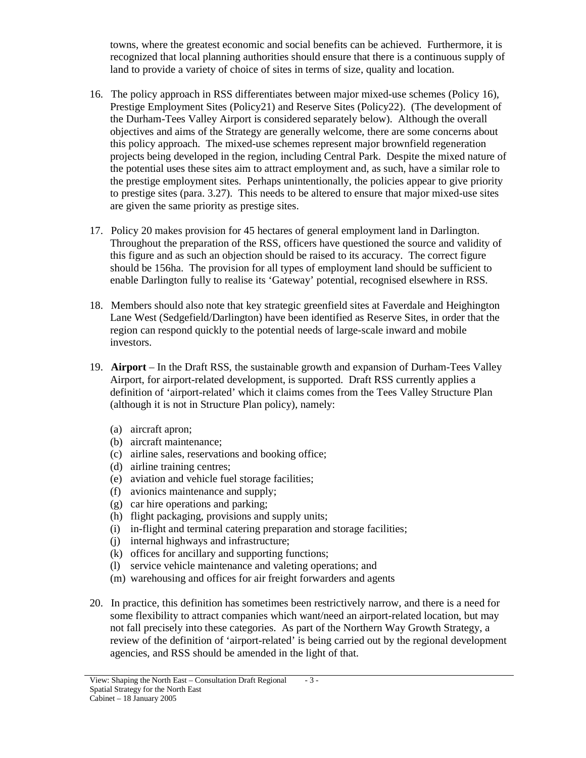towns, where the greatest economic and social benefits can be achieved. Furthermore, it is recognized that local planning authorities should ensure that there is a continuous supply of land to provide a variety of choice of sites in terms of size, quality and location.

16. The policy approach in RSS differentiates between major mixed-use schemes (Policy 16), Prestige Employment Sites (Policy21) and Reserve Sites (Policy22). (The development of the Durham-Tees Valley Airport is considered separately below). Although the overall objectives and aims of the Strategy are generally welcome, there are some concerns about this policy approach. The mixed-use schemes represent major brownfield regeneration projects being developed in the region, including Central Park. Despite the mixed nature of the potential uses these sites aim to attract employment and, as such, have a similar role to the prestige employment sites. Perhaps unintentionally, the policies appear to give priority to prestige sites (para. 3.27). This needs to be altered to ensure that major mixed-use sites are given the same priority as prestige sites.

17. Policy 20 makes provision for 45 hectares of general employment land in Darlington. Throughout the preparation of the RSS, officers have questioned the source and validity of this figure and as such an objection should be raised to its accuracy. The correct figure should be 156ha. The provision for all types of employment land should be sufficient to enable Darlington fully to realise its 'Gateway' potential, recognised elsewhere in RSS.

18. Members should also note that key strategic greenfield sites at Faverdale and Heighington Lane West (Sedgefield/Darlington) have been identified as Reserve Sites, in order that the region can respond quickly to the potential needs of large-scale inward and mobile investors.

19. **Airport** – In the Draft RSS, the sustainable growth and expansion of Durham-Tees Valley Airport, for airport-related development, is supported. Draft RSS currently applies a definition of 'airport-related' which it claims comes from the Tees Valley Structure Plan (although it is not in Structure Plan policy), namely:

    (a) aircraft apron;
    (b) aircraft maintenance;
    (c) airline sales, reservations and booking office;
    (d) airline training centres;
    (e) aviation and vehicle fuel storage facilities;
    (f) avionics maintenance and supply;
    (g) car hire operations and parking;
    (h) flight packaging, provisions and supply units;
    (i) in-flight and terminal catering preparation and storage facilities;
    (j) internal highways and infrastructure;
    (k) offices for ancillary and supporting functions;
    (l) service vehicle maintenance and valeting operations; and
    (m) warehousing and offices for air freight forwarders and agents

20. In practice, this definition has sometimes been restrictively narrow, and there is a need for some flexibility to attract companies which want/need an airport-related location, but may not fall precisely into these categories. As part of the Northern Way Growth Strategy, a review of the definition of 'airport-related' is being carried out by the regional development agencies, and RSS should be amended in the light of that.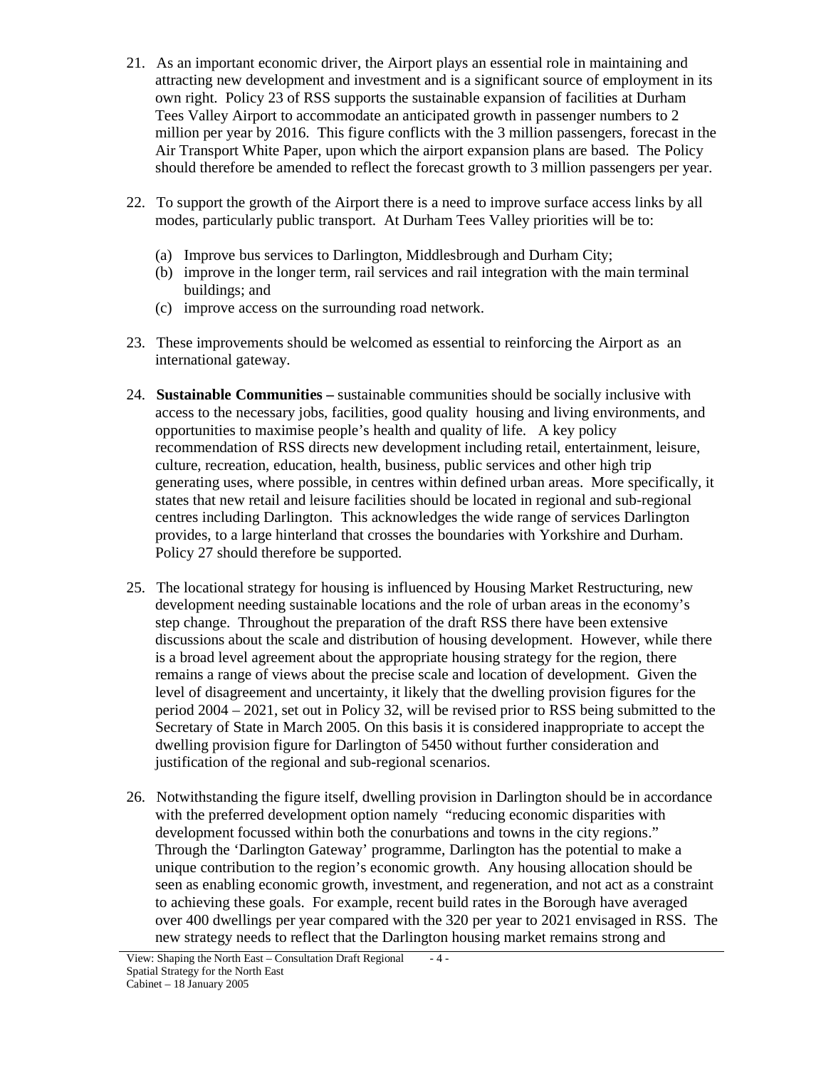21. As an important economic driver, the Airport plays an essential role in maintaining and attracting new development and investment and is a significant source of employment in its own right. Policy 23 of RSS supports the sustainable expansion of facilities at Durham Tees Valley Airport to accommodate an anticipated growth in passenger numbers to 2 million per year by 2016. This figure conflicts with the 3 million passengers, forecast in the Air Transport White Paper, upon which the airport expansion plans are based. The Policy should therefore be amended to reflect the forecast growth to 3 million passengers per year.

22. To support the growth of the Airport there is a need to improve surface access links by all modes, particularly public transport. At Durham Tees Valley priorities will be to:

    (a) Improve bus services to Darlington, Middlesbrough and Durham City;
    (b) improve in the longer term, rail services and rail integration with the main terminal buildings; and
    (c) improve access on the surrounding road network.

23. These improvements should be welcomed as essential to reinforcing the Airport as an international gateway.

24. **Sustainable Communities –** sustainable communities should be socially inclusive with access to the necessary jobs, facilities, good quality housing and living environments, and opportunities to maximise people's health and quality of life. A key policy recommendation of RSS directs new development including retail, entertainment, leisure, culture, recreation, education, health, business, public services and other high trip generating uses, where possible, in centres within defined urban areas. More specifically, it states that new retail and leisure facilities should be located in regional and sub-regional centres including Darlington. This acknowledges the wide range of services Darlington provides, to a large hinterland that crosses the boundaries with Yorkshire and Durham. Policy 27 should therefore be supported.

25. The locational strategy for housing is influenced by Housing Market Restructuring, new development needing sustainable locations and the role of urban areas in the economy's step change. Throughout the preparation of the draft RSS there have been extensive discussions about the scale and distribution of housing development. However, while there is a broad level agreement about the appropriate housing strategy for the region, there remains a range of views about the precise scale and location of development. Given the level of disagreement and uncertainty, it likely that the dwelling provision figures for the period 2004 – 2021, set out in Policy 32, will be revised prior to RSS being submitted to the Secretary of State in March 2005. On this basis it is considered inappropriate to accept the dwelling provision figure for Darlington of 5450 without further consideration and justification of the regional and sub-regional scenarios.

26. Notwithstanding the figure itself, dwelling provision in Darlington should be in accordance with the preferred development option namely "reducing economic disparities with development focussed within both the conurbations and towns in the city regions." Through the 'Darlington Gateway' programme, Darlington has the potential to make a unique contribution to the region's economic growth. Any housing allocation should be seen as enabling economic growth, investment, and regeneration, and not act as a constraint to achieving these goals. For example, recent build rates in the Borough have averaged over 400 dwellings per year compared with the 320 per year to 2021 envisaged in RSS. The new strategy needs to reflect that the Darlington housing market remains strong and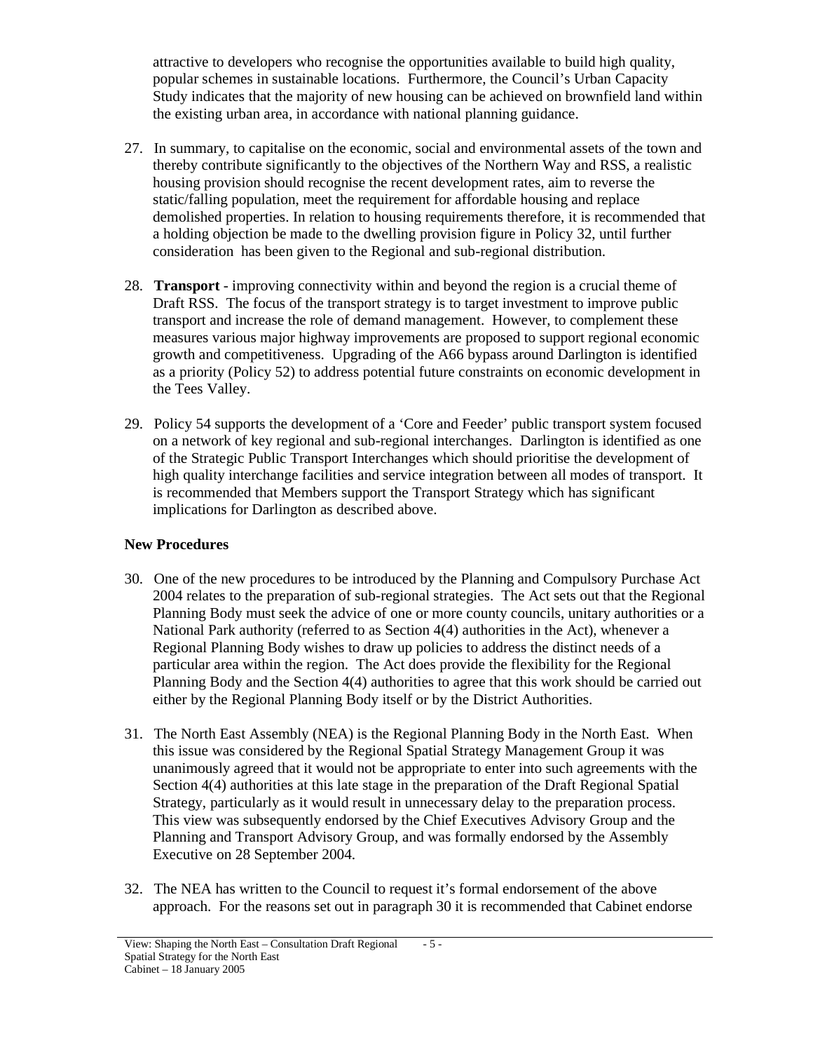attractive to developers who recognise the opportunities available to build high quality, popular schemes in sustainable locations. Furthermore, the Council's Urban Capacity Study indicates that the majority of new housing can be achieved on brownfield land within the existing urban area, in accordance with national planning guidance.

27. In summary, to capitalise on the economic, social and environmental assets of the town and thereby contribute significantly to the objectives of the Northern Way and RSS, a realistic housing provision should recognise the recent development rates, aim to reverse the static/falling population, meet the requirement for affordable housing and replace demolished properties. In relation to housing requirements therefore, it is recommended that a holding objection be made to the dwelling provision figure in Policy 32, until further consideration has been given to the Regional and sub-regional distribution.

28. **Transport** - improving connectivity within and beyond the region is a crucial theme of Draft RSS. The focus of the transport strategy is to target investment to improve public transport and increase the role of demand management. However, to complement these measures various major highway improvements are proposed to support regional economic growth and competitiveness. Upgrading of the A66 bypass around Darlington is identified as a priority (Policy 52) to address potential future constraints on economic development in the Tees Valley.

29. Policy 54 supports the development of a 'Core and Feeder' public transport system focused on a network of key regional and sub-regional interchanges. Darlington is identified as one of the Strategic Public Transport Interchanges which should prioritise the development of high quality interchange facilities and service integration between all modes of transport. It is recommended that Members support the Transport Strategy which has significant implications for Darlington as described above.

**New Procedures**

30. One of the new procedures to be introduced by the Planning and Compulsory Purchase Act 2004 relates to the preparation of sub-regional strategies. The Act sets out that the Regional Planning Body must seek the advice of one or more county councils, unitary authorities or a National Park authority (referred to as Section 4(4) authorities in the Act), whenever a Regional Planning Body wishes to draw up policies to address the distinct needs of a particular area within the region. The Act does provide the flexibility for the Regional Planning Body and the Section 4(4) authorities to agree that this work should be carried out either by the Regional Planning Body itself or by the District Authorities.

31. The North East Assembly (NEA) is the Regional Planning Body in the North East. When this issue was considered by the Regional Spatial Strategy Management Group it was unanimously agreed that it would not be appropriate to enter into such agreements with the Section 4(4) authorities at this late stage in the preparation of the Draft Regional Spatial Strategy, particularly as it would result in unnecessary delay to the preparation process. This view was subsequently endorsed by the Chief Executives Advisory Group and the Planning and Transport Advisory Group, and was formally endorsed by the Assembly Executive on 28 September 2004.

32. The NEA has written to the Council to request it's formal endorsement of the above approach. For the reasons set out in paragraph 30 it is recommended that Cabinet endorse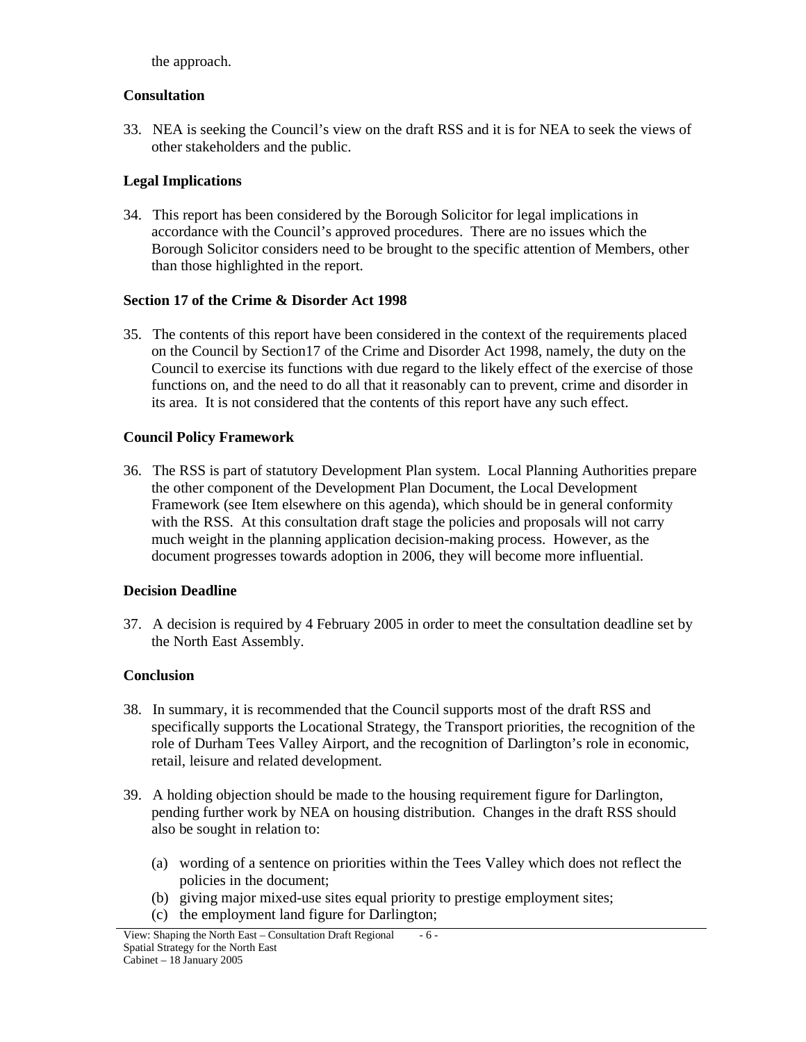the approach.

**Consultation**

33. NEA is seeking the Council's view on the draft RSS and it is for NEA to seek the views of other stakeholders and the public.

**Legal Implications**

34. This report has been considered by the Borough Solicitor for legal implications in accordance with the Council's approved procedures. There are no issues which the Borough Solicitor considers need to be brought to the specific attention of Members, other than those highlighted in the report.

**Section 17 of the Crime & Disorder Act 1998**

35. The contents of this report have been considered in the context of the requirements placed on the Council by Section17 of the Crime and Disorder Act 1998, namely, the duty on the Council to exercise its functions with due regard to the likely effect of the exercise of those functions on, and the need to do all that it reasonably can to prevent, crime and disorder in its area. It is not considered that the contents of this report have any such effect.

**Council Policy Framework**

36. The RSS is part of statutory Development Plan system. Local Planning Authorities prepare the other component of the Development Plan Document, the Local Development Framework (see Item elsewhere on this agenda), which should be in general conformity with the RSS. At this consultation draft stage the policies and proposals will not carry much weight in the planning application decision-making process. However, as the document progresses towards adoption in 2006, they will become more influential.

**Decision Deadline**

37. A decision is required by 4 February 2005 in order to meet the consultation deadline set by the North East Assembly.

**Conclusion**

38. In summary, it is recommended that the Council supports most of the draft RSS and specifically supports the Locational Strategy, the Transport priorities, the recognition of the role of Durham Tees Valley Airport, and the recognition of Darlington's role in economic, retail, leisure and related development.

39. A holding objection should be made to the housing requirement figure for Darlington, pending further work by NEA on housing distribution. Changes in the draft RSS should also be sought in relation to:

   (a) wording of a sentence on priorities within the Tees Valley which does not reflect the policies in the document;
   (b) giving major mixed-use sites equal priority to prestige employment sites;
   (c) the employment land figure for Darlington;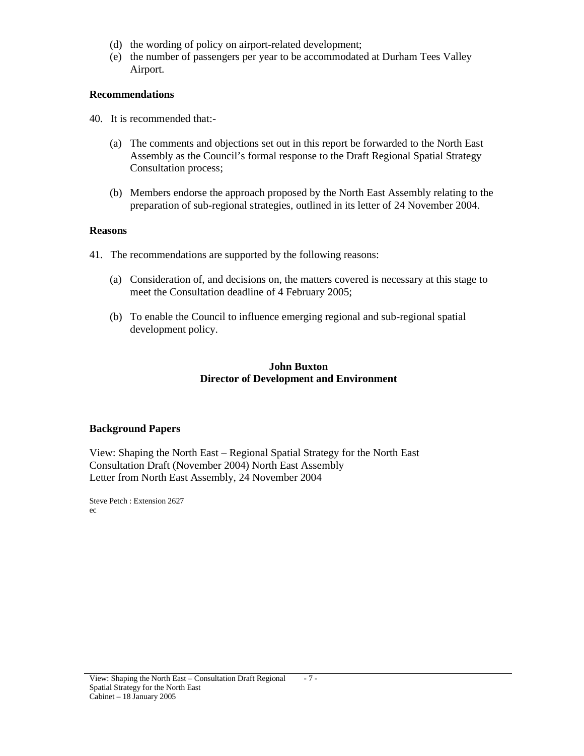(d) the wording of policy on airport-related development;
(e) the number of passengers per year to be accommodated at Durham Tees Valley Airport.

**Recommendations**

40. It is recommended that:-

(a) The comments and objections set out in this report be forwarded to the North East Assembly as the Council's formal response to the Draft Regional Spatial Strategy Consultation process;

(b) Members endorse the approach proposed by the North East Assembly relating to the preparation of sub-regional strategies, outlined in its letter of 24 November 2004.

**Reasons**

41. The recommendations are supported by the following reasons:

(a) Consideration of, and decisions on, the matters covered is necessary at this stage to meet the Consultation deadline of 4 February 2005;

(b) To enable the Council to influence emerging regional and sub-regional spatial development policy.

**John Buxton**
**Director of Development and Environment**

**Background Papers**

View: Shaping the North East – Regional Spatial Strategy for the North East Consultation Draft (November 2004) North East Assembly
Letter from North East Assembly, 24 November 2004

Steve Petch : Extension 2627
ec